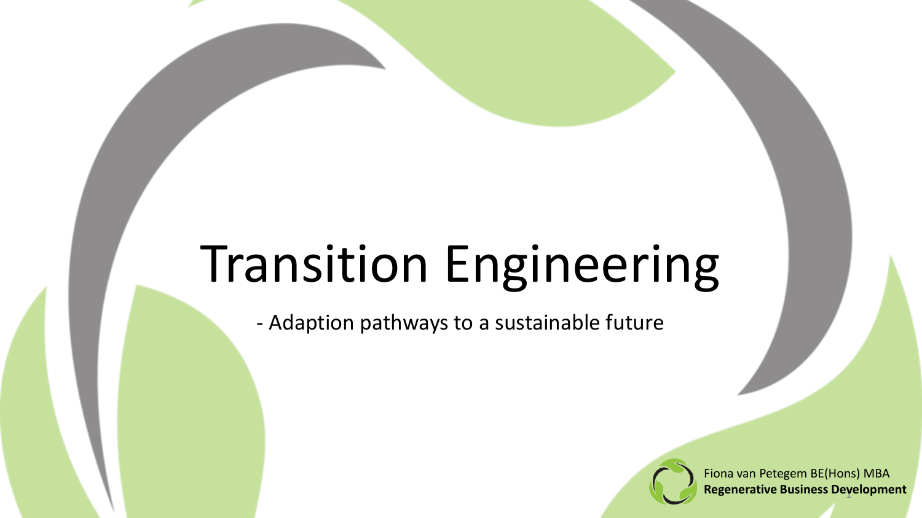# Transition Engineering

- Adaption pathways to a sustainable future

Fiona van Petegem BE(Hons) MBA
**Regenerative Business Development**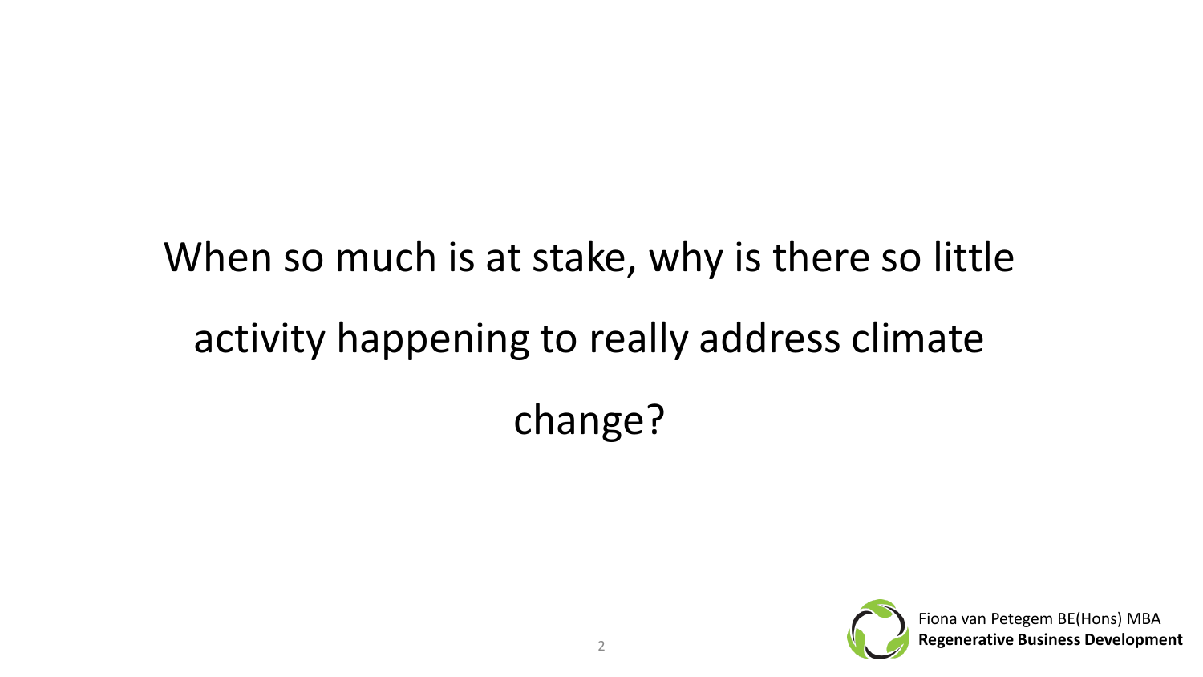When so much is at stake, why is there so little activity happening to really address climate change?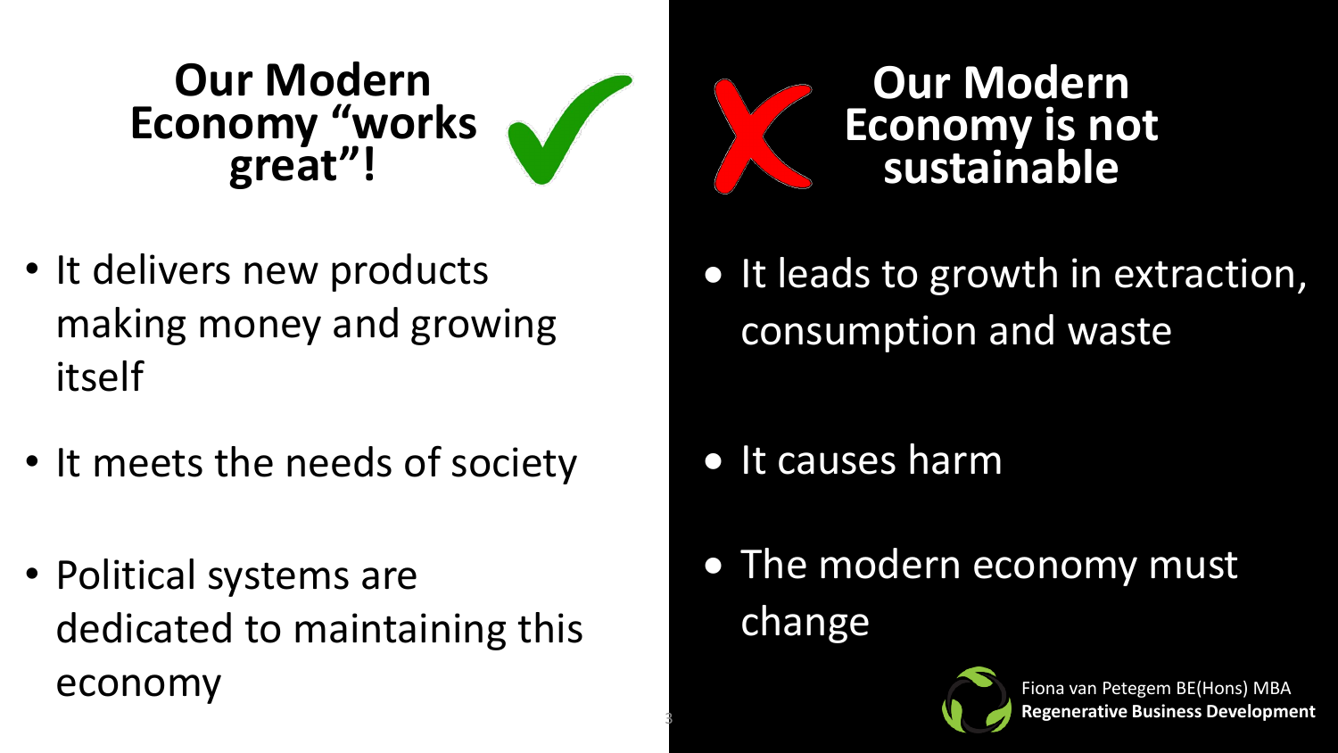## Our Modern Economy "works great"!

- It delivers new products making money and growing itself
- It meets the needs of society
- Political systems are dedicated to maintaining this economy

## Our Modern Economy is not sustainable

- It leads to growth in extraction, consumption and waste
- It causes harm
- The modern economy must change

Fiona van Petegem BE(Hons) MBA
**Regenerative Business Development**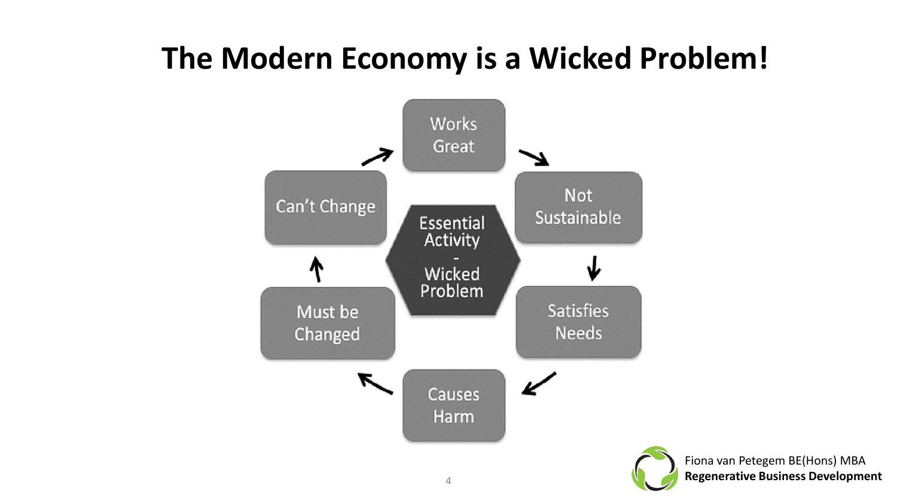# The Modern Economy is a Wicked Problem!

Works Great

Not Sustainable

Satisfies Needs

Causes Harm

Must be Changed

Can't Change

Essential Activity - Wicked Problem

Fiona van Petegem BE(Hons) MBA
**Regenerative Business Development**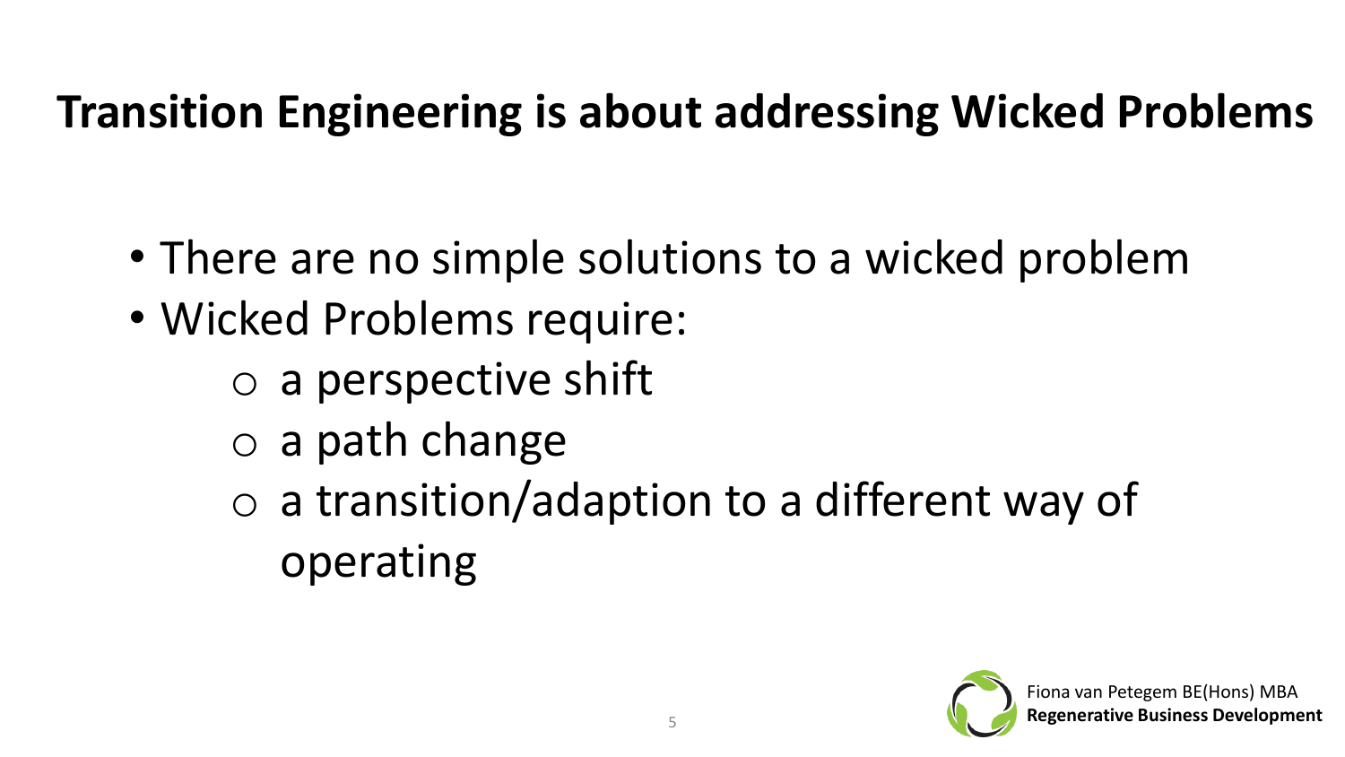# Transition Engineering is about addressing Wicked Problems

- There are no simple solutions to a wicked problem
- Wicked Problems require:
  - a perspective shift
  - a path change
  - a transition/adaption to a different way of operating

Fiona van Petegem BE(Hons) MBA
**Regenerative Business Development**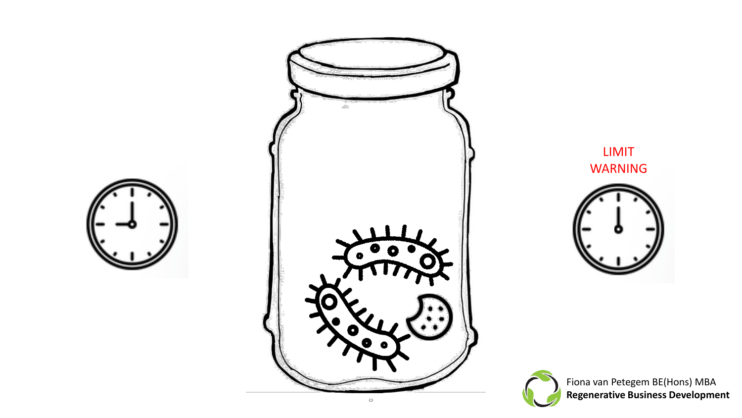LIMIT
WARNING

Fiona van Petegem BE(Hons) MBA
**Regenerative Business Development**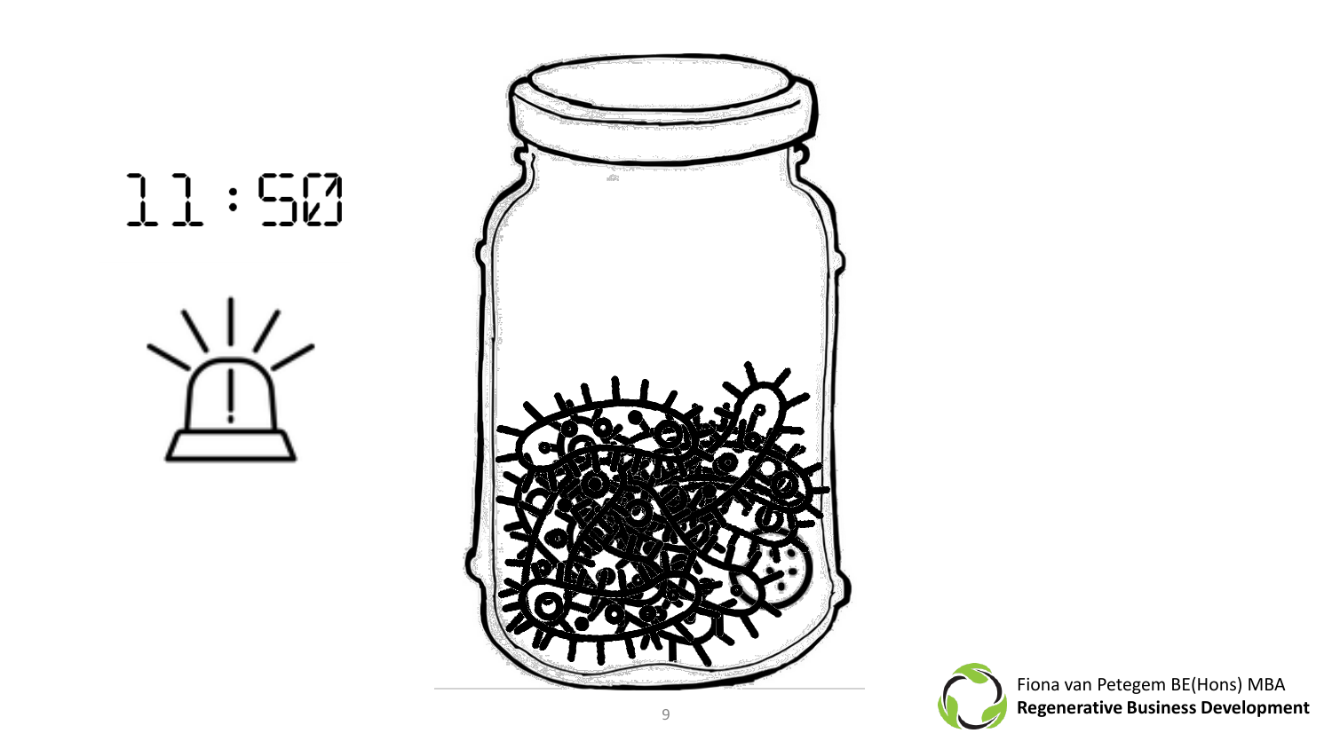11:50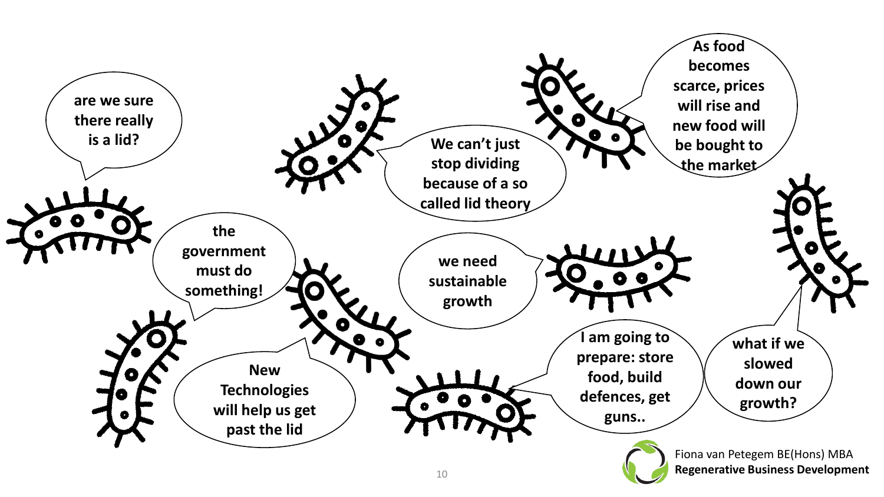are we sure there really is a lid?

We can't just stop dividing because of a so called lid theory

As food becomes scarce, prices will rise and new food will be bought to the market

the government must do something!

we need sustainable growth

what if we slowed down our growth?

New Technologies will help us get past the lid

I am going to prepare: store food, build defences, get guns..

Fiona van Petegem BE(Hons) MBA
**Regenerative Business Development**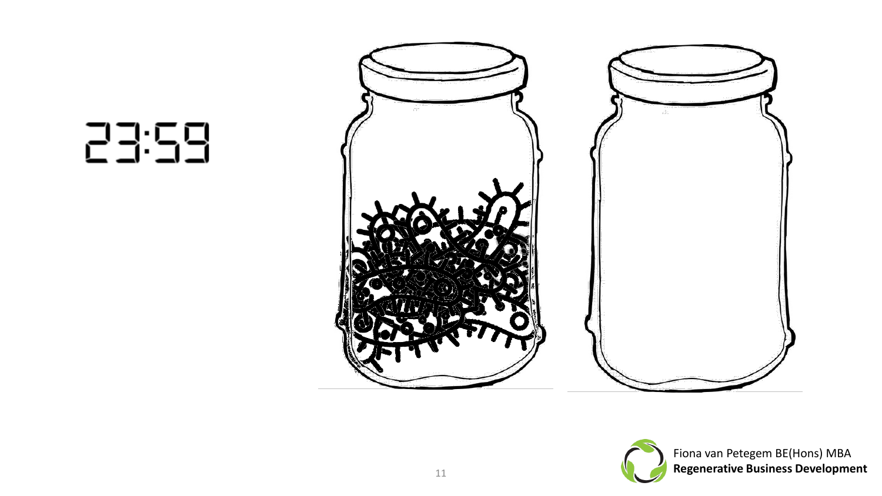23:59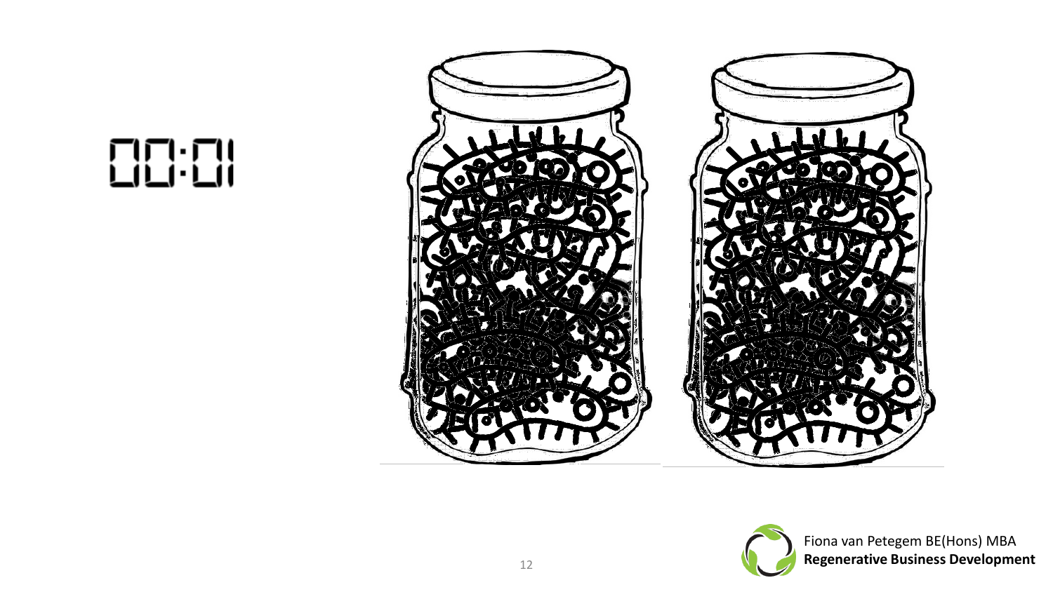00:01

Fiona van Petegem BE(Hons) MBA

**Regenerative Business Development**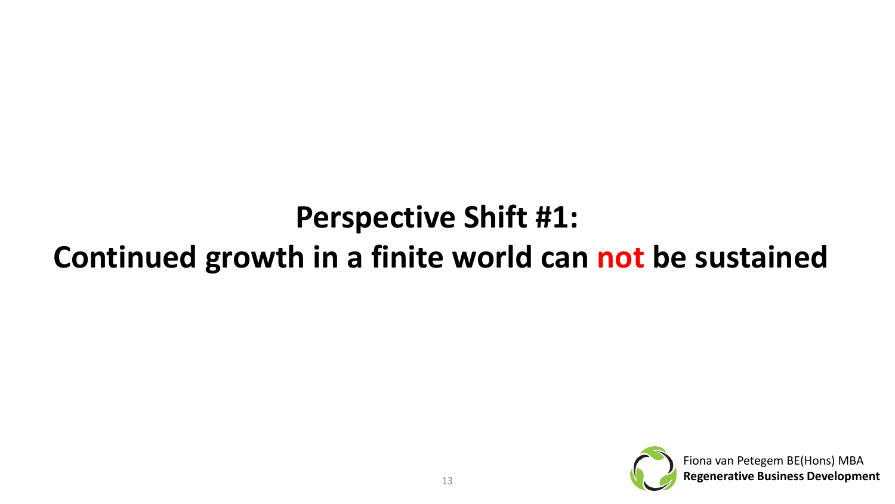# Perspective Shift #1:
# Continued growth in a finite world can not be sustained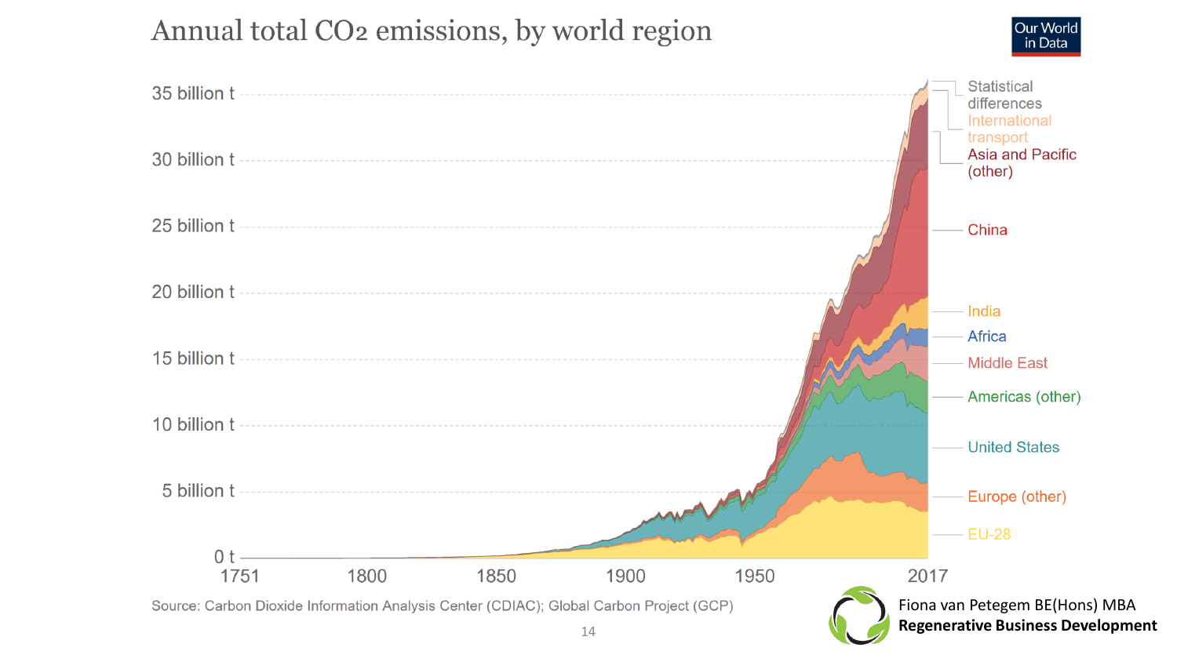# Annual total $CO_2$ emissions, by world region

Our World in Data

35 billion t
30 billion t
25 billion t
20 billion t
15 billion t
10 billion t
5 billion t
0 t

1751
1800
1850
1900
1950
2017

Statistical differences
International transport
Asia and Pacific (other)
China
India
Africa
Middle East
Americas (other)
United States
Europe (other)
EU-28

Source: Carbon Dioxide Information Analysis Center (CDIAC); Global Carbon Project (GCP)

Fiona van Petegem BE(Hons) MBA
**Regenerative Business Development**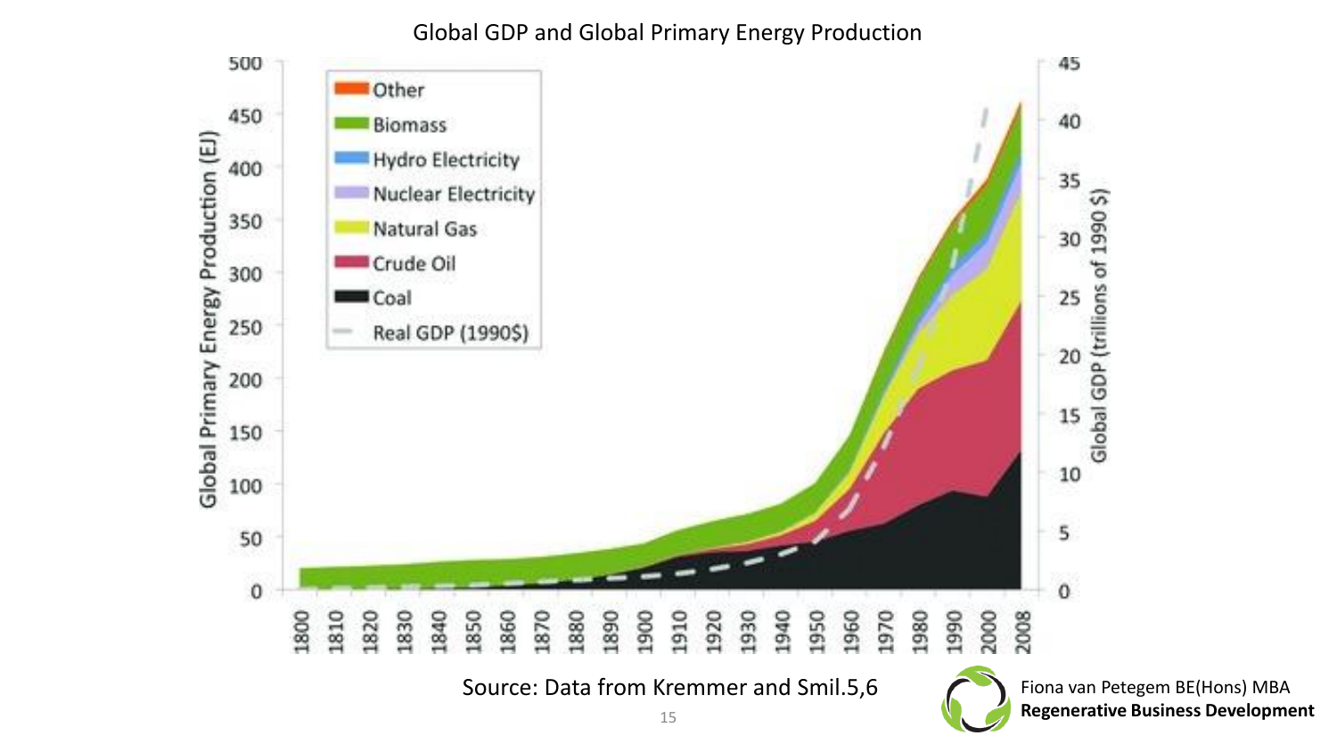Global GDP and Global Primary Energy Production

Global Primary Energy Production (EJ)

0
50
100
150
200
250
300
350
400
450
500

Global GDP (trillions of 1990 $)

0
5
10
15
20
25
30
35
40
45

Other
Biomass
Hydro Electricity
Nuclear Electricity
Natural Gas
Crude Oil
Coal
Real GDP (1990$)

1800
1810
1820
1830
1840
1850
1860
1870
1880
1890
1900
1910
1920
1930
1940
1950
1960
1970
1980
1990
2000
2008

Source: Data from Kremmer and Smil.5,6

Fiona van Petegem BE(Hons) MBA
**Regenerative Business Development**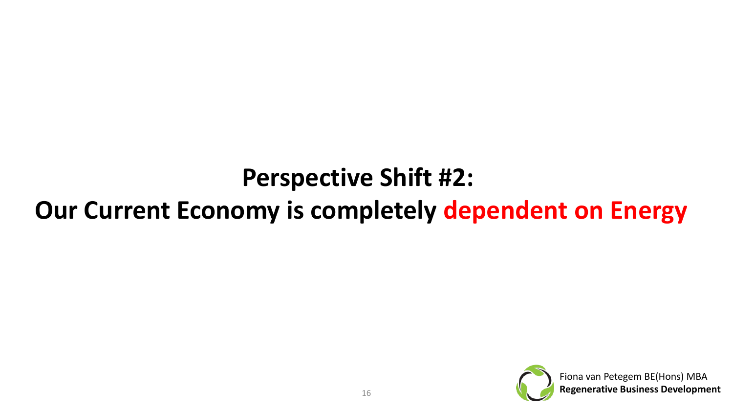# Perspective Shift #2:

# Our Current Economy is completely dependent on Energy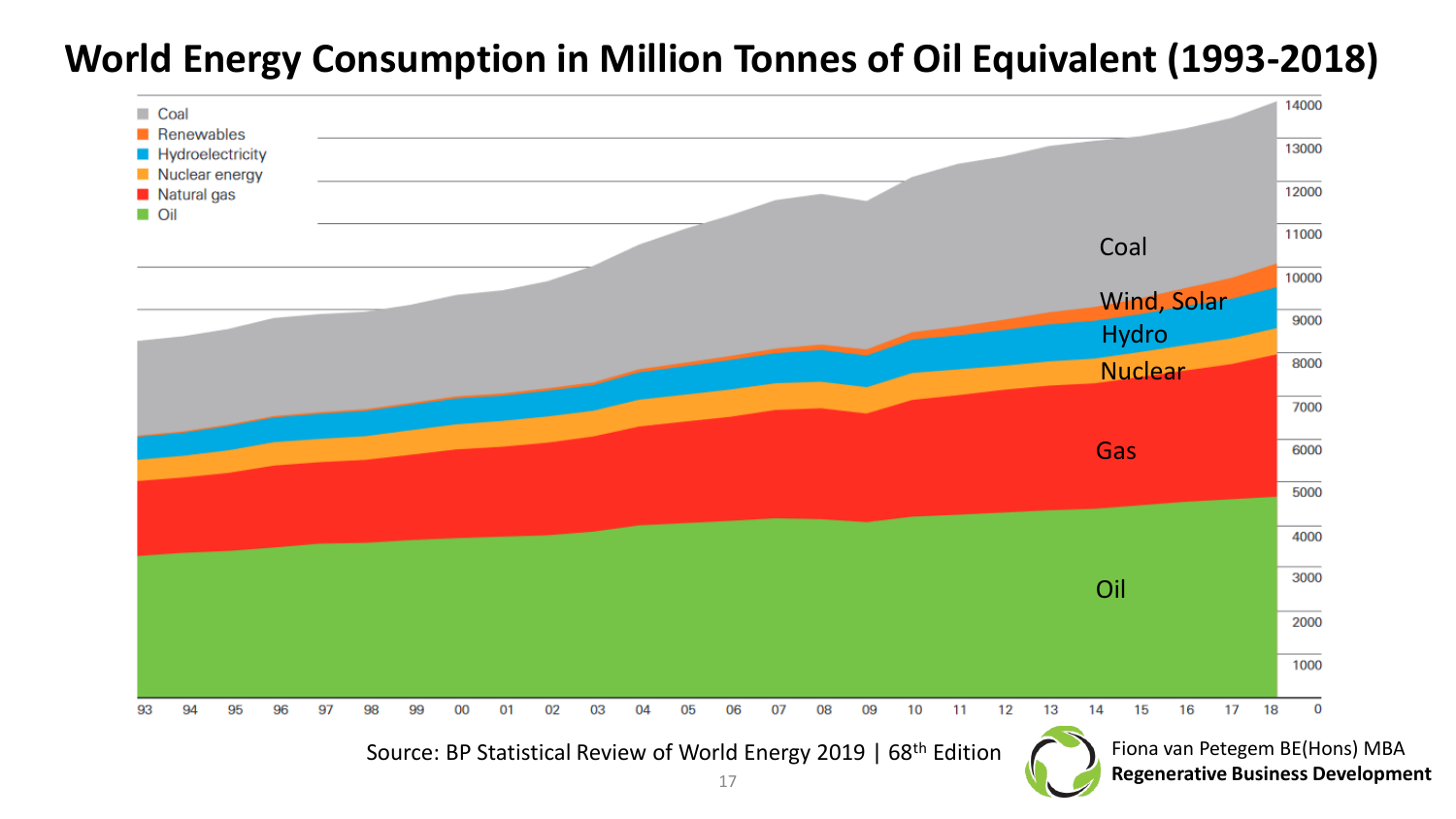# World Energy Consumption in Million Tonnes of Oil Equivalent (1993-2018)

Coal
Renewables
Hydroelectricity
Nuclear energy
Natural gas
Oil

Coal
Wind, Solar
Hydro
Nuclear
Gas
Oil

14000
13000
12000
11000
10000
9000
8000
7000
6000
5000
4000
3000
2000
1000
0

93 94 95 96 97 98 99 00 01 02 03 04 05 06 07 08 09 10 11 12 13 14 15 16 17 18

Source: BP Statistical Review of World Energy 2019 | 68th Edition

Fiona van Petegem BE(Hons) MBA
**Regenerative Business Development**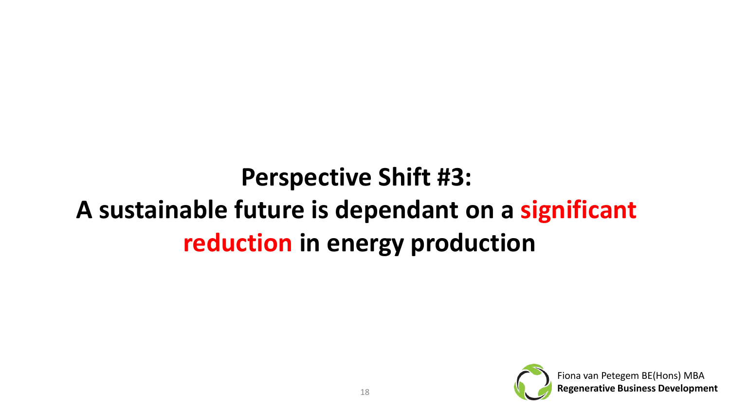# Perspective Shift #3:

# A sustainable future is dependant on a significant reduction in energy production

Fiona van Petegem BE(Hons) MBA
**Regenerative Business Development**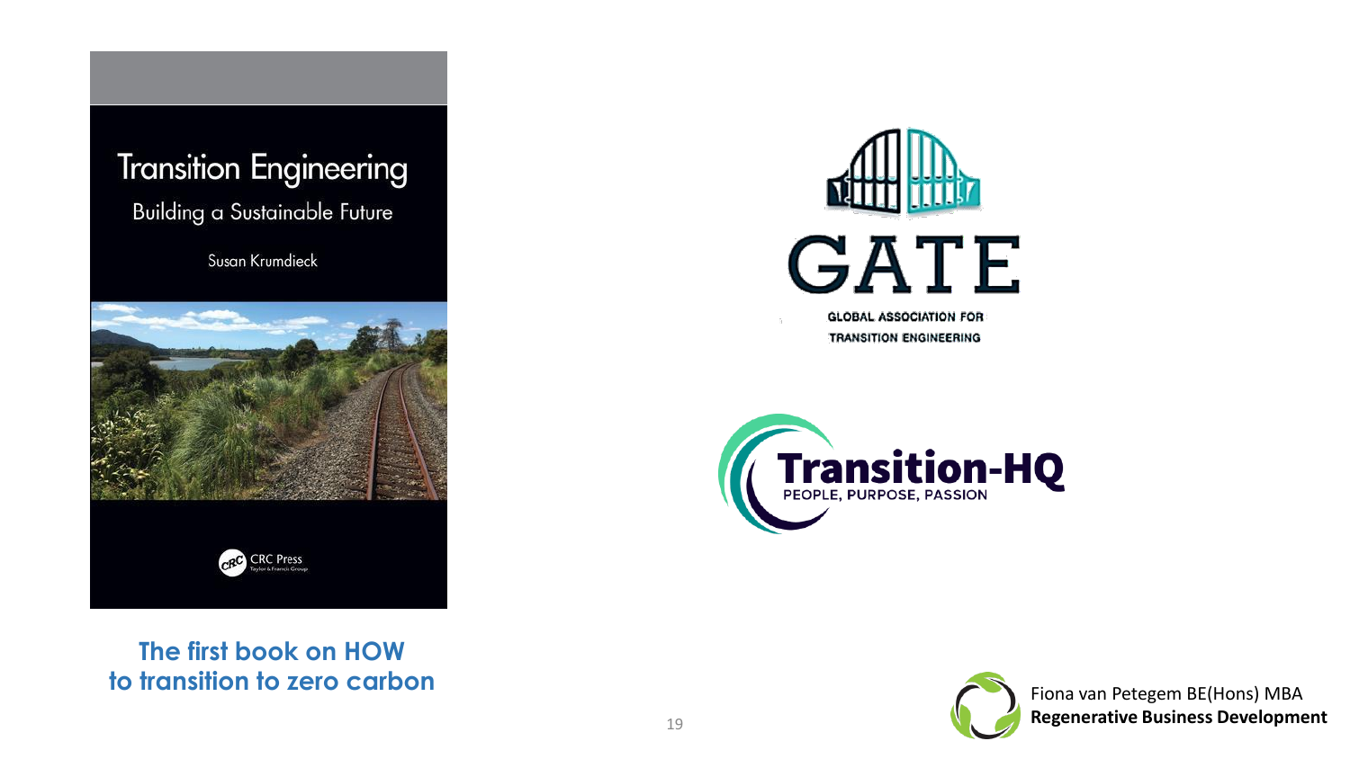Transition Engineering

Building a Sustainable Future

Susan Krumdieck

CRC Press

Taylor & Francis Group

**The first book on HOW to transition to zero carbon**

GATE

GLOBAL ASSOCIATION FOR TRANSITION ENGINEERING

Transition-HQ

PEOPLE, PURPOSE, PASSION

Fiona van Petegem BE(Hons) MBA

**Regenerative Business Development**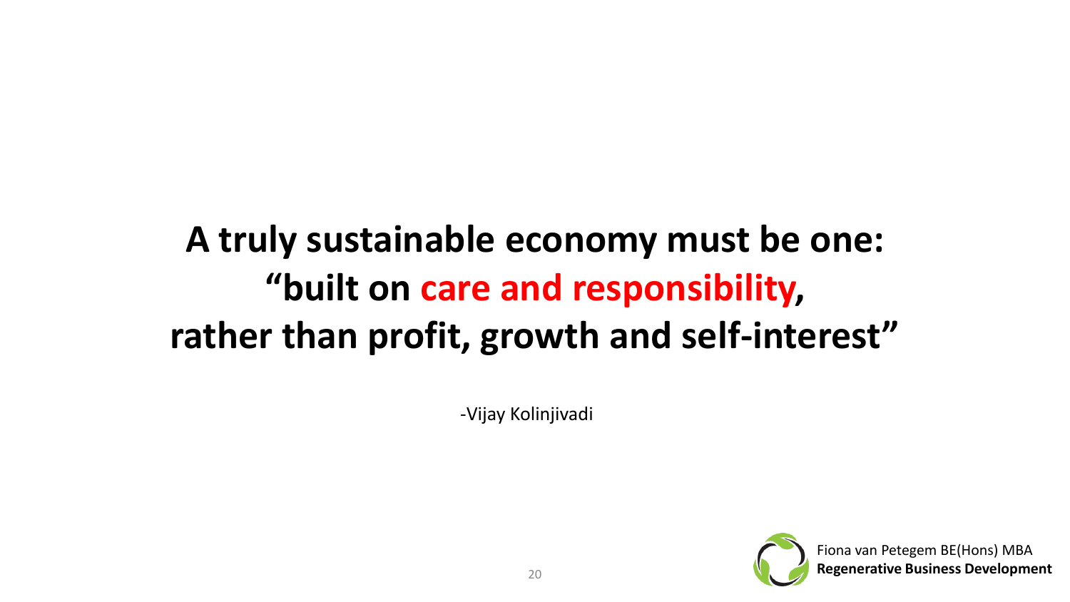**A truly sustainable economy must be one:**
**"built on care and responsibility,**
**rather than profit, growth and self-interest"**

-Vijay Kolinjivadi

Fiona van Petegem BE(Hons) MBA
**Regenerative Business Development**